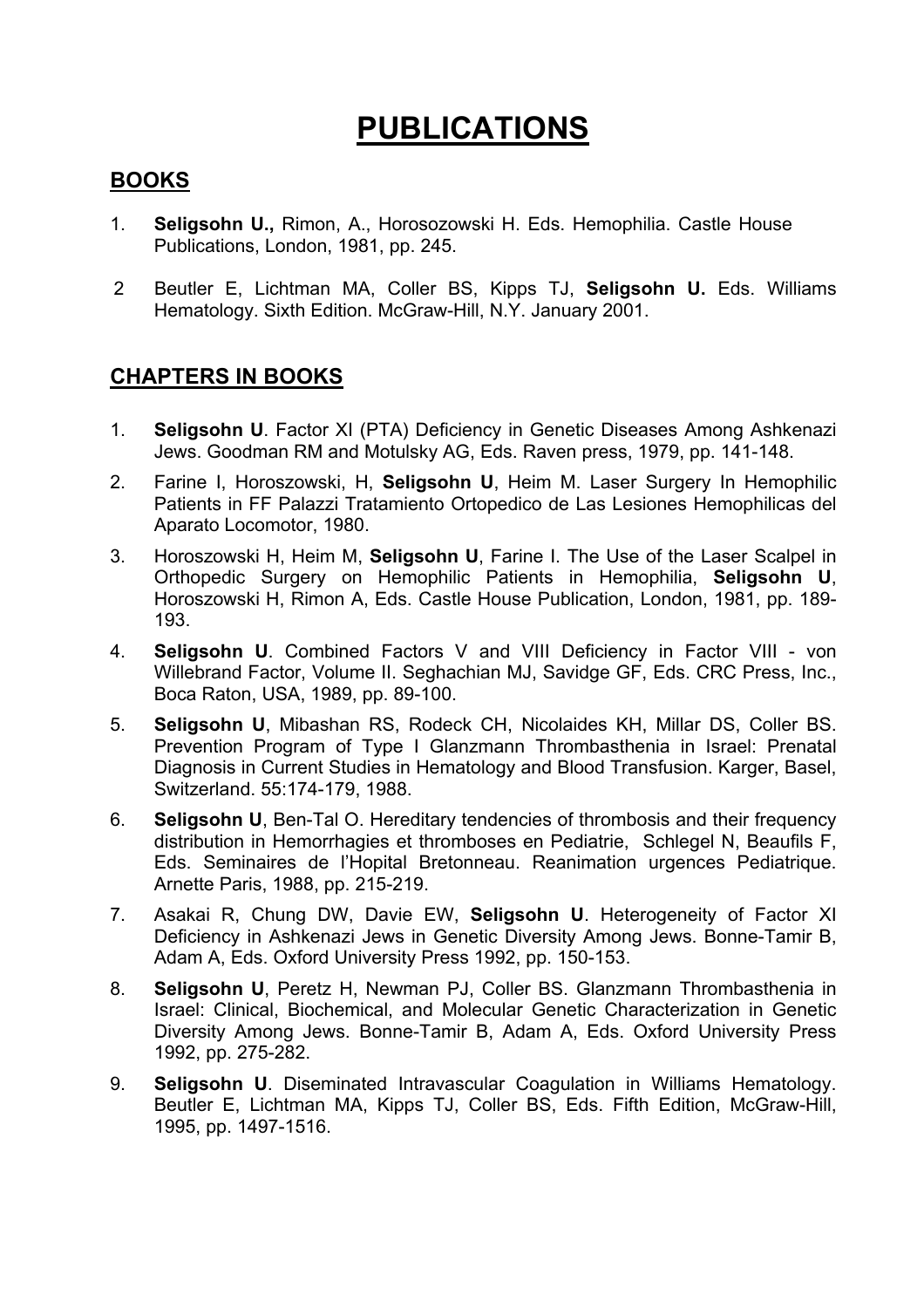# PUBLICATIONS

## BOOKS

1. **Seligsohn U.,** Rimon, A., Horosozowski H. Eds. Hemophilia. Castle House Publications, London, 1981, pp. 245.

2. Beutler E, Lichtman MA, Coller BS, Kipps TJ, **Seligsohn U.** Eds. Williams Hematology. Sixth Edition. McGraw-Hill, N.Y. January 2001.

## CHAPTERS IN BOOKS

1. **Seligsohn U**. Factor XI (PTA) Deficiency in Genetic Diseases Among Ashkenazi Jews. Goodman RM and Motulsky AG, Eds. Raven press, 1979, pp. 141-148.

2. Farine I, Horoszowski, H, **Seligsohn U**, Heim M. Laser Surgery In Hemophilic Patients in FF Palazzi Tratamiento Ortopedico de Las Lesiones Hemophilicas del Aparato Locomotor, 1980.

3. Horoszowski H, Heim M, **Seligsohn U**, Farine I. The Use of the Laser Scalpel in Orthopedic Surgery on Hemophilic Patients in Hemophilia, **Seligsohn U**, Horoszowski H, Rimon A, Eds. Castle House Publication, London, 1981, pp. 189-193.

4. **Seligsohn U**. Combined Factors V and VIII Deficiency in Factor VIII - von Willebrand Factor, Volume II. Seghachian MJ, Savidge GF, Eds. CRC Press, Inc., Boca Raton, USA, 1989, pp. 89-100.

5. **Seligsohn U**, Mibashan RS, Rodeck CH, Nicolaides KH, Millar DS, Coller BS. Prevention Program of Type I Glanzmann Thrombasthenia in Israel: Prenatal Diagnosis in Current Studies in Hematology and Blood Transfusion. Karger, Basel, Switzerland. 55:174-179, 1988.

6. **Seligsohn U**, Ben-Tal O. Hereditary tendencies of thrombosis and their frequency distribution in Hemorrhagies et thromboses en Pediatrie, Schlegel N, Beaufils F, Eds. Seminaires de l'Hopital Bretonneau. Reanimation urgences Pediatrique. Arnette Paris, 1988, pp. 215-219.

7. Asakai R, Chung DW, Davie EW, **Seligsohn U**. Heterogeneity of Factor XI Deficiency in Ashkenazi Jews in Genetic Diversity Among Jews. Bonne-Tamir B, Adam A, Eds. Oxford University Press 1992, pp. 150-153.

8. **Seligsohn U**, Peretz H, Newman PJ, Coller BS. Glanzmann Thrombasthenia in Israel: Clinical, Biochemical, and Molecular Genetic Characterization in Genetic Diversity Among Jews. Bonne-Tamir B, Adam A, Eds. Oxford University Press 1992, pp. 275-282.

9. **Seligsohn U**. Diseminated Intravascular Coagulation in Williams Hematology. Beutler E, Lichtman MA, Kipps TJ, Coller BS, Eds. Fifth Edition, McGraw-Hill, 1995, pp. 1497-1516.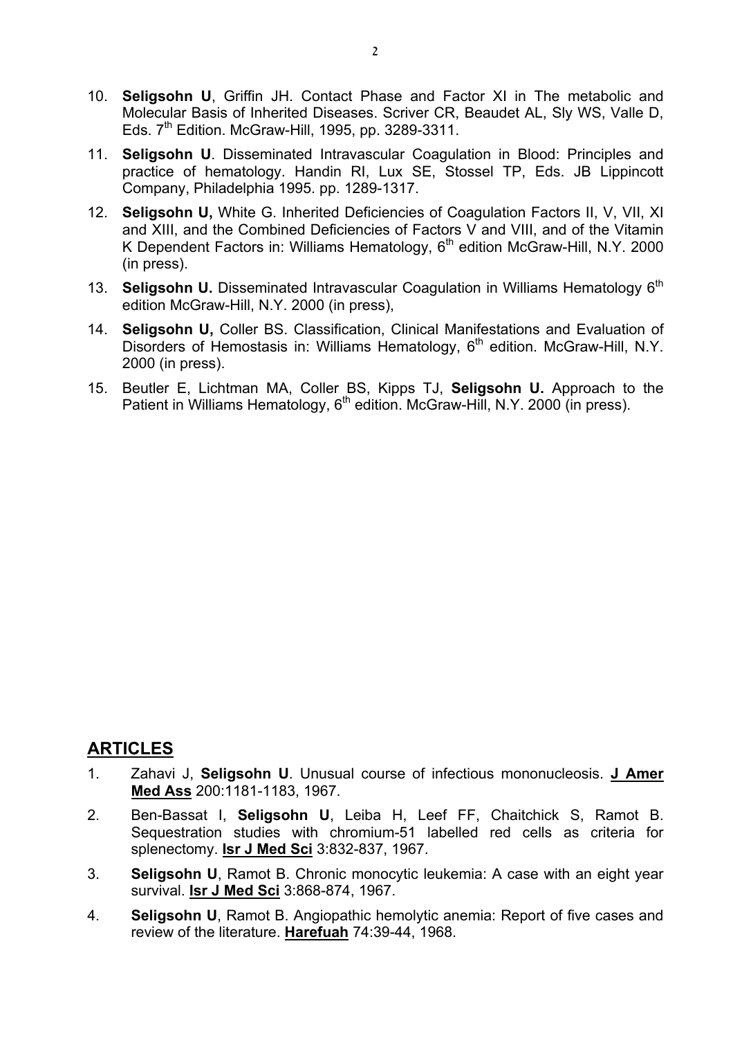10. **Seligsohn U**, Griffin JH. Contact Phase and Factor XI in The metabolic and Molecular Basis of Inherited Diseases. Scriver CR, Beaudet AL, Sly WS, Valle D, Eds. 7th Edition. McGraw-Hill, 1995, pp. 3289-3311.
11. **Seligsohn U**. Disseminated Intravascular Coagulation in Blood: Principles and practice of hematology. Handin RI, Lux SE, Stossel TP, Eds. JB Lippincott Company, Philadelphia 1995. pp. 1289-1317.
12. **Seligsohn U,** White G. Inherited Deficiencies of Coagulation Factors II, V, VII, XI and XIII, and the Combined Deficiencies of Factors V and VIII, and of the Vitamin K Dependent Factors in: Williams Hematology, 6th edition McGraw-Hill, N.Y. 2000 (in press).
13. **Seligsohn U.** Disseminated Intravascular Coagulation in Williams Hematology 6th edition McGraw-Hill, N.Y. 2000 (in press),
14. **Seligsohn U,** Coller BS. Classification, Clinical Manifestations and Evaluation of Disorders of Hemostasis in: Williams Hematology, 6th edition. McGraw-Hill, N.Y. 2000 (in press).
15. Beutler E, Lichtman MA, Coller BS, Kipps TJ, **Seligsohn U.** Approach to the Patient in Williams Hematology, 6th edition. McGraw-Hill, N.Y. 2000 (in press).

## ARTICLES

1. Zahavi J, **Seligsohn U**. Unusual course of infectious mononucleosis. **J Amer Med Ass** 200:1181-1183, 1967.
2. Ben-Bassat I, **Seligsohn U**, Leiba H, Leef FF, Chaitchick S, Ramot B. Sequestration studies with chromium-51 labelled red cells as criteria for splenectomy. **Isr J Med Sci** 3:832-837, 1967.
3. **Seligsohn U**, Ramot B. Chronic monocytic leukemia: A case with an eight year survival. **Isr J Med Sci** 3:868-874, 1967.
4. **Seligsohn U**, Ramot B. Angiopathic hemolytic anemia: Report of five cases and review of the literature. **Harefuah** 74:39-44, 1968.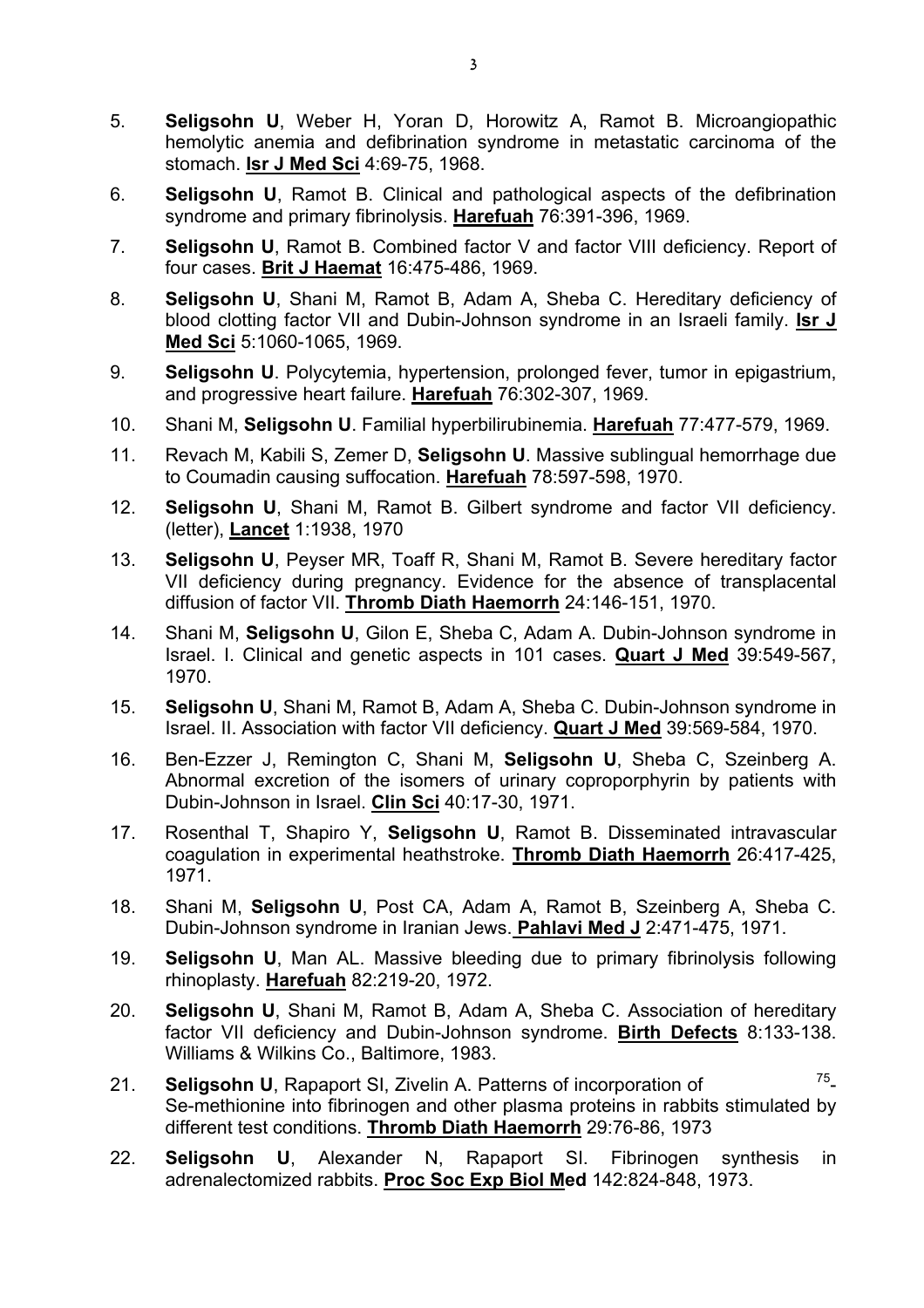5. **Seligsohn U**, Weber H, Yoran D, Horowitz A, Ramot B. Microangiopathic hemolytic anemia and defibrination syndrome in metastatic carcinoma of the stomach. **Isr J Med Sci** 4:69-75, 1968.

6. **Seligsohn U**, Ramot B. Clinical and pathological aspects of the defibrination syndrome and primary fibrinolysis. **Harefuah** 76:391-396, 1969.

7. **Seligsohn U**, Ramot B. Combined factor V and factor VIII deficiency. Report of four cases. **Brit J Haemat** 16:475-486, 1969.

8. **Seligsohn U**, Shani M, Ramot B, Adam A, Sheba C. Hereditary deficiency of blood clotting factor VII and Dubin-Johnson syndrome in an Israeli family. **Isr J Med Sci** 5:1060-1065, 1969.

9. **Seligsohn U**. Polycytemia, hypertension, prolonged fever, tumor in epigastrium, and progressive heart failure. **Harefuah** 76:302-307, 1969.

10. Shani M, **Seligsohn U**. Familial hyperbilirubinemia. **Harefuah** 77:477-579, 1969.

11. Revach M, Kabili S, Zemer D, **Seligsohn U**. Massive sublingual hemorrhage due to Coumadin causing suffocation. **Harefuah** 78:597-598, 1970.

12. **Seligsohn U**, Shani M, Ramot B. Gilbert syndrome and factor VII deficiency. (letter), **Lancet** 1:1938, 1970

13. **Seligsohn U**, Peyser MR, Toaff R, Shani M, Ramot B. Severe hereditary factor VII deficiency during pregnancy. Evidence for the absence of transplacental diffusion of factor VII. **Thromb Diath Haemorrh** 24:146-151, 1970.

14. Shani M, **Seligsohn U**, Gilon E, Sheba C, Adam A. Dubin-Johnson syndrome in Israel. I. Clinical and genetic aspects in 101 cases. **Quart J Med** 39:549-567, 1970.

15. **Seligsohn U**, Shani M, Ramot B, Adam A, Sheba C. Dubin-Johnson syndrome in Israel. II. Association with factor VII deficiency. **Quart J Med** 39:569-584, 1970.

16. Ben-Ezzer J, Remington C, Shani M, **Seligsohn U**, Sheba C, Szeinberg A. Abnormal excretion of the isomers of urinary coproporphyrin by patients with Dubin-Johnson in Israel. **Clin Sci** 40:17-30, 1971.

17. Rosenthal T, Shapiro Y, **Seligsohn U**, Ramot B. Disseminated intravascular coagulation in experimental heathstroke. **Thromb Diath Haemorrh** 26:417-425, 1971.

18. Shani M, **Seligsohn U**, Post CA, Adam A, Ramot B, Szeinberg A, Sheba C. Dubin-Johnson syndrome in Iranian Jews. **Pahlavi Med J** 2:471-475, 1971.

19. **Seligsohn U**, Man AL. Massive bleeding due to primary fibrinolysis following rhinoplasty. **Harefuah** 82:219-20, 1972.

20. **Seligsohn U**, Shani M, Ramot B, Adam A, Sheba C. Association of hereditary factor VII deficiency and Dubin-Johnson syndrome. **Birth Defects** 8:133-138. Williams & Wilkins Co., Baltimore, 1983.

21. **Seligsohn U**, Rapaport SI, Zivelin A. Patterns of incorporation of $^{75}$-Se-methionine into fibrinogen and other plasma proteins in rabbits stimulated by different test conditions. **Thromb Diath Haemorrh** 29:76-86, 1973

22. **Seligsohn U**, Alexander N, Rapaport SI. Fibrinogen synthesis in adrenalectomized rabbits. **Proc Soc Exp Biol Med** 142:824-848, 1973.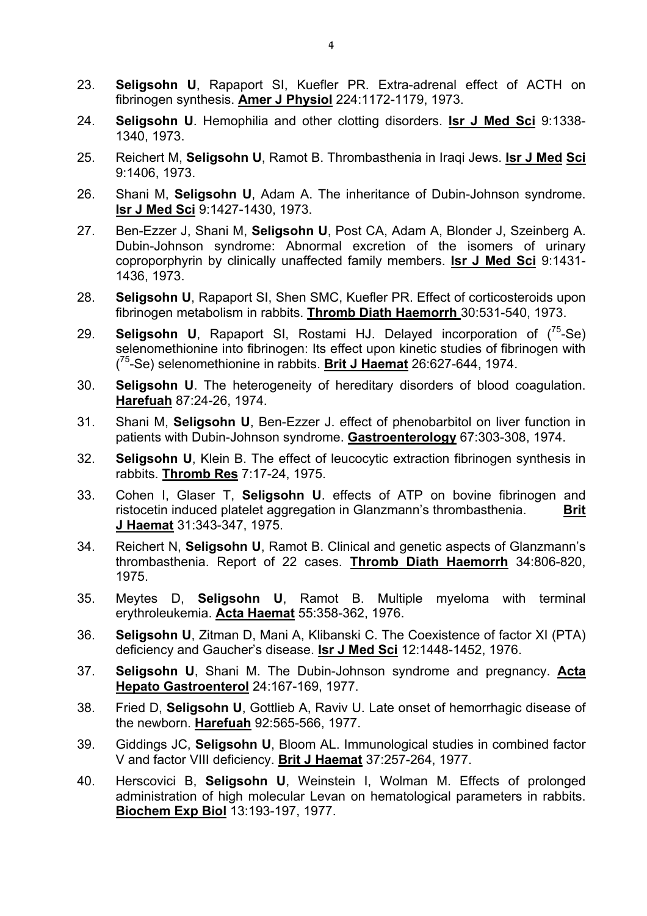23. **Seligsohn U**, Rapaport SI, Kuefler PR. Extra-adrenal effect of ACTH on fibrinogen synthesis. **Amer J Physiol** 224:1172-1179, 1973.

24. **Seligsohn U**. Hemophilia and other clotting disorders. **Isr J Med Sci** 9:1338-1340, 1973.

25. Reichert M, **Seligsohn U**, Ramot B. Thrombasthenia in Iraqi Jews. **Isr J Med Sci** 9:1406, 1973.

26. Shani M, **Seligsohn U**, Adam A. The inheritance of Dubin-Johnson syndrome. **Isr J Med Sci** 9:1427-1430, 1973.

27. Ben-Ezzer J, Shani M, **Seligsohn U**, Post CA, Adam A, Blonder J, Szeinberg A. Dubin-Johnson syndrome: Abnormal excretion of the isomers of urinary coproporphyrin by clinically unaffected family members. **Isr J Med Sci** 9:1431-1436, 1973.

28. **Seligsohn U**, Rapaport SI, Shen SMC, Kuefler PR. Effect of corticosteroids upon fibrinogen metabolism in rabbits. **Thromb Diath Haemorrh** 30:531-540, 1973.

29. **Seligsohn U**, Rapaport SI, Rostami HJ. Delayed incorporation of ($^{75}$-Se) selenomethionine into fibrinogen: Its effect upon kinetic studies of fibrinogen with ($^{75}$-Se) selenomethionine in rabbits. **Brit J Haemat** 26:627-644, 1974.

30. **Seligsohn U**. The heterogeneity of hereditary disorders of blood coagulation. **Harefuah** 87:24-26, 1974.

31. Shani M, **Seligsohn U**, Ben-Ezzer J. effect of phenobarbitol on liver function in patients with Dubin-Johnson syndrome. **Gastroenterology** 67:303-308, 1974.

32. **Seligsohn U**, Klein B. The effect of leucocytic extraction fibrinogen synthesis in rabbits. **Thromb Res** 7:17-24, 1975.

33. Cohen I, Glaser T, **Seligsohn U**. effects of ATP on bovine fibrinogen and ristocetin induced platelet aggregation in Glanzmann's thrombasthenia. **Brit J Haemat** 31:343-347, 1975.

34. Reichert N, **Seligsohn U**, Ramot B. Clinical and genetic aspects of Glanzmann's thrombasthenia. Report of 22 cases. **Thromb Diath Haemorrh** 34:806-820, 1975.

35. Meytes D, **Seligsohn U**, Ramot B. Multiple myeloma with terminal erythroleukemia. **Acta Haemat** 55:358-362, 1976.

36. **Seligsohn U**, Zitman D, Mani A, Klibanski C. The Coexistence of factor XI (PTA) deficiency and Gaucher's disease. **Isr J Med Sci** 12:1448-1452, 1976.

37. **Seligsohn U**, Shani M. The Dubin-Johnson syndrome and pregnancy. **Acta Hepato Gastroenterol** 24:167-169, 1977.

38. Fried D, **Seligsohn U**, Gottlieb A, Raviv U. Late onset of hemorrhagic disease of the newborn. **Harefuah** 92:565-566, 1977.

39. Giddings JC, **Seligsohn U**, Bloom AL. Immunological studies in combined factor V and factor VIII deficiency. **Brit J Haemat** 37:257-264, 1977.

40. Herscovici B, **Seligsohn U**, Weinstein I, Wolman M. Effects of prolonged administration of high molecular Levan on hematological parameters in rabbits. **Biochem Exp Biol** 13:193-197, 1977.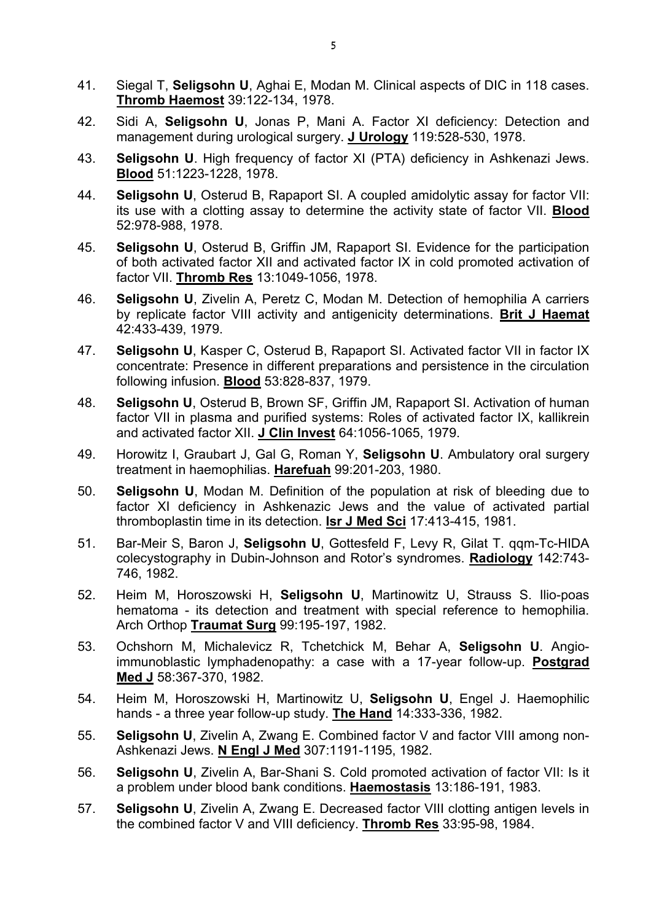41. Siegal T, **Seligsohn U**, Aghai E, Modan M. Clinical aspects of DIC in 118 cases. **Thromb Haemost** 39:122-134, 1978.

42. Sidi A, **Seligsohn U**, Jonas P, Mani A. Factor XI deficiency: Detection and management during urological surgery. **J Urology** 119:528-530, 1978.

43. **Seligsohn U**. High frequency of factor XI (PTA) deficiency in Ashkenazi Jews. **Blood** 51:1223-1228, 1978.

44. **Seligsohn U**, Osterud B, Rapaport SI. A coupled amidolytic assay for factor VII: its use with a clotting assay to determine the activity state of factor VII. **Blood** 52:978-988, 1978.

45. **Seligsohn U**, Osterud B, Griffin JM, Rapaport SI. Evidence for the participation of both activated factor XII and activated factor IX in cold promoted activation of factor VII. **Thromb Res** 13:1049-1056, 1978.

46. **Seligsohn U**, Zivelin A, Peretz C, Modan M. Detection of hemophilia A carriers by replicate factor VIII activity and antigenicity determinations. **Brit J Haemat** 42:433-439, 1979.

47. **Seligsohn U**, Kasper C, Osterud B, Rapaport SI. Activated factor VII in factor IX concentrate: Presence in different preparations and persistence in the circulation following infusion. **Blood** 53:828-837, 1979.

48. **Seligsohn U**, Osterud B, Brown SF, Griffin JM, Rapaport SI. Activation of human factor VII in plasma and purified systems: Roles of activated factor IX, kallikrein and activated factor XII. **J Clin Invest** 64:1056-1065, 1979.

49. Horowitz I, Graubart J, Gal G, Roman Y, **Seligsohn U**. Ambulatory oral surgery treatment in haemophilias. **Harefuah** 99:201-203, 1980.

50. **Seligsohn U**, Modan M. Definition of the population at risk of bleeding due to factor XI deficiency in Ashkenazic Jews and the value of activated partial thromboplastin time in its detection. **Isr J Med Sci** 17:413-415, 1981.

51. Bar-Meir S, Baron J, **Seligsohn U**, Gottesfeld F, Levy R, Gilat T. qqm-Tc-HIDA colecystography in Dubin-Johnson and Rotor's syndromes. **Radiology** 142:743-746, 1982.

52. Heim M, Horoszowski H, **Seligsohn U**, Martinowitz U, Strauss S. Ilio-poas hematoma - its detection and treatment with special reference to hemophilia. Arch Orthop **Traumat Surg** 99:195-197, 1982.

53. Ochshorn M, Michalevicz R, Tchetchick M, Behar A, **Seligsohn U**. Angio-immunoblastic lymphadenopathy: a case with a 17-year follow-up. **Postgrad Med J** 58:367-370, 1982.

54. Heim M, Horoszowski H, Martinowitz U, **Seligsohn U**, Engel J. Haemophilic hands - a three year follow-up study. **The Hand** 14:333-336, 1982.

55. **Seligsohn U**, Zivelin A, Zwang E. Combined factor V and factor VIII among non-Ashkenazi Jews. **N Engl J Med** 307:1191-1195, 1982.

56. **Seligsohn U**, Zivelin A, Bar-Shani S. Cold promoted activation of factor VII: Is it a problem under blood bank conditions. **Haemostasis** 13:186-191, 1983.

57. **Seligsohn U**, Zivelin A, Zwang E. Decreased factor VIII clotting antigen levels in the combined factor V and VIII deficiency. **Thromb Res** 33:95-98, 1984.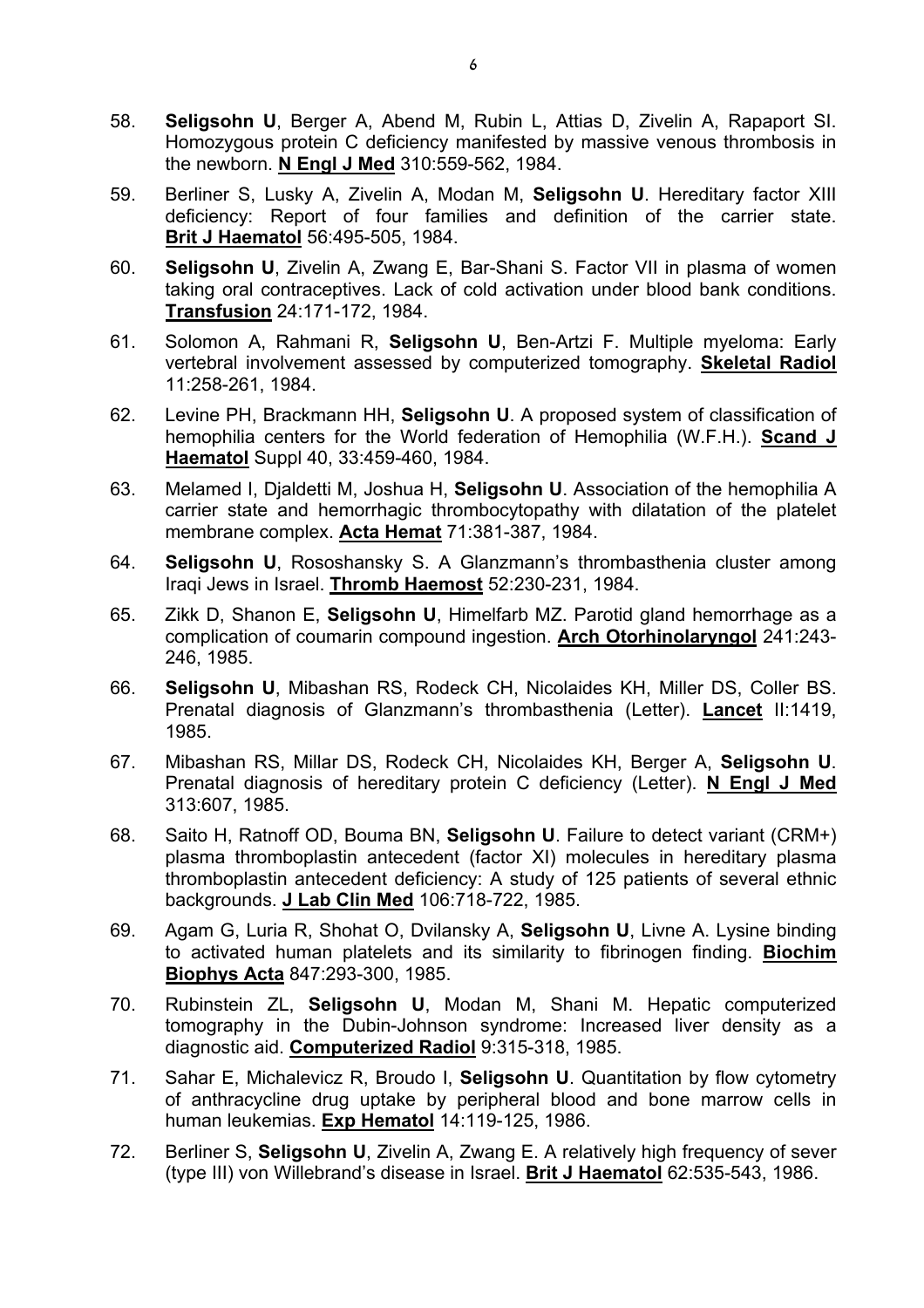58. **Seligsohn U**, Berger A, Abend M, Rubin L, Attias D, Zivelin A, Rapaport SI. Homozygous protein C deficiency manifested by massive venous thrombosis in the newborn. **N Engl J Med** 310:559-562, 1984.

59. Berliner S, Lusky A, Zivelin A, Modan M, **Seligsohn U**. Hereditary factor XIII deficiency: Report of four families and definition of the carrier state. **Brit J Haematol** 56:495-505, 1984.

60. **Seligsohn U**, Zivelin A, Zwang E, Bar-Shani S. Factor VII in plasma of women taking oral contraceptives. Lack of cold activation under blood bank conditions. **Transfusion** 24:171-172, 1984.

61. Solomon A, Rahmani R, **Seligsohn U**, Ben-Artzi F. Multiple myeloma: Early vertebral involvement assessed by computerized tomography. **Skeletal Radiol** 11:258-261, 1984.

62. Levine PH, Brackmann HH, **Seligsohn U**. A proposed system of classification of hemophilia centers for the World federation of Hemophilia (W.F.H.). **Scand J Haematol** Suppl 40, 33:459-460, 1984.

63. Melamed I, Djaldetti M, Joshua H, **Seligsohn U**. Association of the hemophilia A carrier state and hemorrhagic thrombocytopathy with dilatation of the platelet membrane complex. **Acta Hemat** 71:381-387, 1984.

64. **Seligsohn U**, Rososhansky S. A Glanzmann's thrombasthenia cluster among Iraqi Jews in Israel. **Thromb Haemost** 52:230-231, 1984.

65. Zikk D, Shanon E, **Seligsohn U**, Himelfarb MZ. Parotid gland hemorrhage as a complication of coumarin compound ingestion. **Arch Otorhinolaryngol** 241:243-246, 1985.

66. **Seligsohn U**, Mibashan RS, Rodeck CH, Nicolaides KH, Miller DS, Coller BS. Prenatal diagnosis of Glanzmann's thrombasthenia (Letter). **Lancet** II:1419, 1985.

67. Mibashan RS, Millar DS, Rodeck CH, Nicolaides KH, Berger A, **Seligsohn U**. Prenatal diagnosis of hereditary protein C deficiency (Letter). **N Engl J Med** 313:607, 1985.

68. Saito H, Ratnoff OD, Bouma BN, **Seligsohn U**. Failure to detect variant (CRM+) plasma thromboplastin antecedent (factor XI) molecules in hereditary plasma thromboplastin antecedent deficiency: A study of 125 patients of several ethnic backgrounds. **J Lab Clin Med** 106:718-722, 1985.

69. Agam G, Luria R, Shohat O, Dvilansky A, **Seligsohn U**, Livne A. Lysine binding to activated human platelets and its similarity to fibrinogen finding. **Biochim Biophys Acta** 847:293-300, 1985.

70. Rubinstein ZL, **Seligsohn U**, Modan M, Shani M. Hepatic computerized tomography in the Dubin-Johnson syndrome: Increased liver density as a diagnostic aid. **Computerized Radiol** 9:315-318, 1985.

71. Sahar E, Michalevicz R, Broudo I, **Seligsohn U**. Quantitation by flow cytometry of anthracycline drug uptake by peripheral blood and bone marrow cells in human leukemias. **Exp Hematol** 14:119-125, 1986.

72. Berliner S, **Seligsohn U**, Zivelin A, Zwang E. A relatively high frequency of sever (type III) von Willebrand's disease in Israel. **Brit J Haematol** 62:535-543, 1986.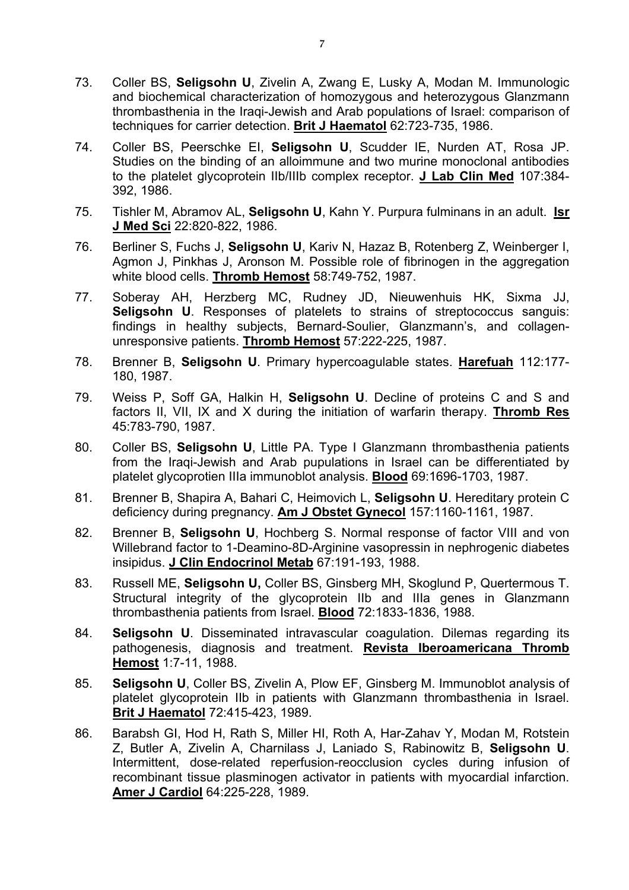73. Coller BS, **Seligsohn U**, Zivelin A, Zwang E, Lusky A, Modan M. Immunologic and biochemical characterization of homozygous and heterozygous Glanzmann thrombasthenia in the Iraqi-Jewish and Arab populations of Israel: comparison of techniques for carrier detection. **Brit J Haematol** 62:723-735, 1986.

74. Coller BS, Peerschke EI, **Seligsohn U**, Scudder IE, Nurden AT, Rosa JP. Studies on the binding of an alloimmune and two murine monoclonal antibodies to the platelet glycoprotein IIb/IIIb complex receptor. **J Lab Clin Med** 107:384-392, 1986.

75. Tishler M, Abramov AL, **Seligsohn U**, Kahn Y. Purpura fulminans in an adult. **Isr J Med Sci** 22:820-822, 1986.

76. Berliner S, Fuchs J, **Seligsohn U**, Kariv N, Hazaz B, Rotenberg Z, Weinberger I, Agmon J, Pinkhas J, Aronson M. Possible role of fibrinogen in the aggregation white blood cells. **Thromb Hemost** 58:749-752, 1987.

77. Soberay AH, Herzberg MC, Rudney JD, Nieuwenhuis HK, Sixma JJ, **Seligsohn U**. Responses of platelets to strains of streptococcus sanguis: findings in healthy subjects, Bernard-Soulier, Glanzmann's, and collagen-unresponsive patients. **Thromb Hemost** 57:222-225, 1987.

78. Brenner B, **Seligsohn U**. Primary hypercoagulable states. **Harefuah** 112:177-180, 1987.

79. Weiss P, Soff GA, Halkin H, **Seligsohn U**. Decline of proteins C and S and factors II, VII, IX and X during the initiation of warfarin therapy. **Thromb Res** 45:783-790, 1987.

80. Coller BS, **Seligsohn U**, Little PA. Type I Glanzmann thrombasthenia patients from the Iraqi-Jewish and Arab pupulations in Israel can be differentiated by platelet glycoprotien IIIa immunoblot analysis. **Blood** 69:1696-1703, 1987.

81. Brenner B, Shapira A, Bahari C, Heimovich L, **Seligsohn U**. Hereditary protein C deficiency during pregnancy. **Am J Obstet Gynecol** 157:1160-1161, 1987.

82. Brenner B, **Seligsohn U**, Hochberg S. Normal response of factor VIII and von Willebrand factor to 1-Deamino-8D-Arginine vasopressin in nephrogenic diabetes insipidus. **J Clin Endocrinol Metab** 67:191-193, 1988.

83. Russell ME, **Seligsohn U,** Coller BS, Ginsberg MH, Skoglund P, Quertermous T. Structural integrity of the glycoprotein IIb and IIIa genes in Glanzmann thrombasthenia patients from Israel. **Blood** 72:1833-1836, 1988.

84. **Seligsohn U**. Disseminated intravascular coagulation. Dilemas regarding its pathogenesis, diagnosis and treatment. **Revista Iberoamericana Thromb Hemost** 1:7-11, 1988.

85. **Seligsohn U**, Coller BS, Zivelin A, Plow EF, Ginsberg M. Immunoblot analysis of platelet glycoprotein IIb in patients with Glanzmann thrombasthenia in Israel. **Brit J Haematol** 72:415-423, 1989.

86. Barabsh GI, Hod H, Rath S, Miller HI, Roth A, Har-Zahav Y, Modan M, Rotstein Z, Butler A, Zivelin A, Charnilass J, Laniado S, Rabinowitz B, **Seligsohn U**. Intermittent, dose-related reperfusion-reocclusion cycles during infusion of recombinant tissue plasminogen activator in patients with myocardial infarction. **Amer J Cardiol** 64:225-228, 1989.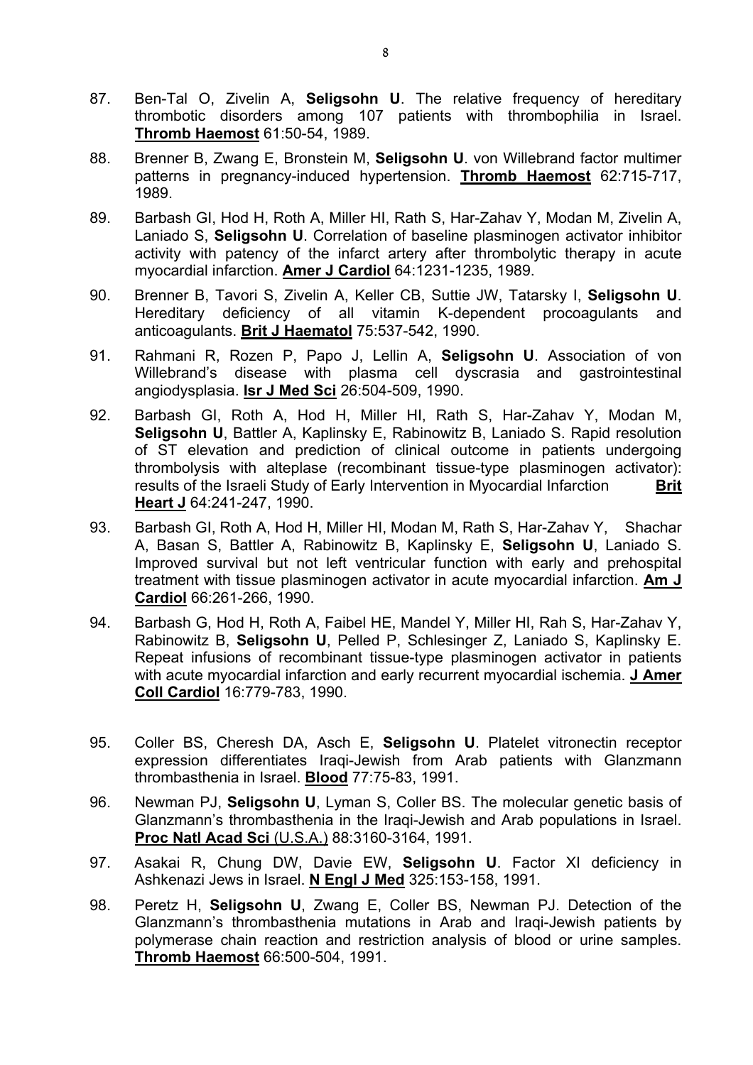87. Ben-Tal O, Zivelin A, **Seligsohn U**. The relative frequency of hereditary thrombotic disorders among 107 patients with thrombophilia in Israel. **Thromb Haemost** 61:50-54, 1989.

88. Brenner B, Zwang E, Bronstein M, **Seligsohn U**. von Willebrand factor multimer patterns in pregnancy-induced hypertension. **Thromb Haemost** 62:715-717, 1989.

89. Barbash GI, Hod H, Roth A, Miller HI, Rath S, Har-Zahav Y, Modan M, Zivelin A, Laniado S, **Seligsohn U**. Correlation of baseline plasminogen activator inhibitor activity with patency of the infarct artery after thrombolytic therapy in acute myocardial infarction. **Amer J Cardiol** 64:1231-1235, 1989.

90. Brenner B, Tavori S, Zivelin A, Keller CB, Suttie JW, Tatarsky I, **Seligsohn U**. Hereditary deficiency of all vitamin K-dependent procoagulants and anticoagulants. **Brit J Haematol** 75:537-542, 1990.

91. Rahmani R, Rozen P, Papo J, Lellin A, **Seligsohn U**. Association of von Willebrand's disease with plasma cell dyscrasia and gastrointestinal angiodysplasia. **Isr J Med Sci** 26:504-509, 1990.

92. Barbash GI, Roth A, Hod H, Miller HI, Rath S, Har-Zahav Y, Modan M, **Seligsohn U**, Battler A, Kaplinsky E, Rabinowitz B, Laniado S. Rapid resolution of ST elevation and prediction of clinical outcome in patients undergoing thrombolysis with alteplase (recombinant tissue-type plasminogen activator): results of the Israeli Study of Early Intervention in Myocardial Infarction **Brit Heart J** 64:241-247, 1990.

93. Barbash GI, Roth A, Hod H, Miller HI, Modan M, Rath S, Har-Zahav Y, Shachar A, Basan S, Battler A, Rabinowitz B, Kaplinsky E, **Seligsohn U**, Laniado S. Improved survival but not left ventricular function with early and prehospital treatment with tissue plasminogen activator in acute myocardial infarction. **Am J Cardiol** 66:261-266, 1990.

94. Barbash G, Hod H, Roth A, Faibel HE, Mandel Y, Miller HI, Rah S, Har-Zahav Y, Rabinowitz B, **Seligsohn U**, Pelled P, Schlesinger Z, Laniado S, Kaplinsky E. Repeat infusions of recombinant tissue-type plasminogen activator in patients with acute myocardial infarction and early recurrent myocardial ischemia. **J Amer Coll Cardiol** 16:779-783, 1990.

95. Coller BS, Cheresh DA, Asch E, **Seligsohn U**. Platelet vitronectin receptor expression differentiates Iraqi-Jewish from Arab patients with Glanzmann thrombasthenia in Israel. **Blood** 77:75-83, 1991.

96. Newman PJ, **Seligsohn U**, Lyman S, Coller BS. The molecular genetic basis of Glanzmann's thrombasthenia in the Iraqi-Jewish and Arab populations in Israel. **Proc Natl Acad Sci** (U.S.A.) 88:3160-3164, 1991.

97. Asakai R, Chung DW, Davie EW, **Seligsohn U**. Factor XI deficiency in Ashkenazi Jews in Israel. **N Engl J Med** 325:153-158, 1991.

98. Peretz H, **Seligsohn U**, Zwang E, Coller BS, Newman PJ. Detection of the Glanzmann's thrombasthenia mutations in Arab and Iraqi-Jewish patients by polymerase chain reaction and restriction analysis of blood or urine samples. **Thromb Haemost** 66:500-504, 1991.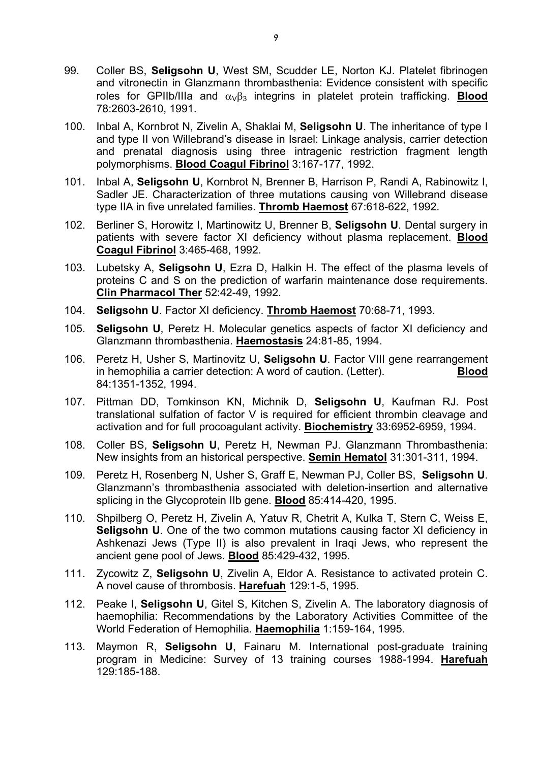99. Coller BS, **Seligsohn U**, West SM, Scudder LE, Norton KJ. Platelet fibrinogen and vitronectin in Glanzmann thrombasthenia: Evidence consistent with specific roles for GPIIb/IIIa and $\alpha_V\beta_3$ integrins in platelet protein trafficking. **Blood** 78:2603-2610, 1991.

100. Inbal A, Kornbrot N, Zivelin A, Shaklai M, **Seligsohn U**. The inheritance of type I and type II von Willebrand's disease in Israel: Linkage analysis, carrier detection and prenatal diagnosis using three intragenic restriction fragment length polymorphisms. **Blood Coagul Fibrinol** 3:167-177, 1992.

101. Inbal A, **Seligsohn U**, Kornbrot N, Brenner B, Harrison P, Randi A, Rabinowitz I, Sadler JE. Characterization of three mutations causing von Willebrand disease type IIA in five unrelated families. **Thromb Haemost** 67:618-622, 1992.

102. Berliner S, Horowitz I, Martinowitz U, Brenner B, **Seligsohn U**. Dental surgery in patients with severe factor XI deficiency without plasma replacement. **Blood Coagul Fibrinol** 3:465-468, 1992.

103. Lubetsky A, **Seligsohn U**, Ezra D, Halkin H. The effect of the plasma levels of proteins C and S on the prediction of warfarin maintenance dose requirements. **Clin Pharmacol Ther** 52:42-49, 1992.

104. **Seligsohn U**. Factor XI deficiency. **Thromb Haemost** 70:68-71, 1993.

105. **Seligsohn U**, Peretz H. Molecular genetics aspects of factor XI deficiency and Glanzmann thrombasthenia. **Haemostasis** 24:81-85, 1994.

106. Peretz H, Usher S, Martinovitz U, **Seligsohn U**. Factor VIII gene rearrangement in hemophilia a carrier detection: A word of caution. (Letter). **Blood** 84:1351-1352, 1994.

107. Pittman DD, Tomkinson KN, Michnik D, **Seligsohn U**, Kaufman RJ. Post translational sulfation of factor V is required for efficient thrombin cleavage and activation and for full procoagulant activity. **Biochemistry** 33:6952-6959, 1994.

108. Coller BS, **Seligsohn U**, Peretz H, Newman PJ. Glanzmann Thrombasthenia: New insights from an historical perspective. **Semin Hematol** 31:301-311, 1994.

109. Peretz H, Rosenberg N, Usher S, Graff E, Newman PJ, Coller BS, **Seligsohn U**. Glanzmann's thrombasthenia associated with deletion-insertion and alternative splicing in the Glycoprotein IIb gene. **Blood** 85:414-420, 1995.

110. Shpilberg O, Peretz H, Zivelin A, Yatuv R, Chetrit A, Kulka T, Stern C, Weiss E, **Seligsohn U**. One of the two common mutations causing factor XI deficiency in Ashkenazi Jews (Type II) is also prevalent in Iraqi Jews, who represent the ancient gene pool of Jews. **Blood** 85:429-432, 1995.

111. Zycowitz Z, **Seligsohn U**, Zivelin A, Eldor A. Resistance to activated protein C. A novel cause of thrombosis. **Harefuah** 129:1-5, 1995.

112. Peake I, **Seligsohn U**, Gitel S, Kitchen S, Zivelin A. The laboratory diagnosis of haemophilia: Recommendations by the Laboratory Activities Committee of the World Federation of Hemophilia. **Haemophilia** 1:159-164, 1995.

113. Maymon R, **Seligsohn U**, Fainaru M. International post-graduate training program in Medicine: Survey of 13 training courses 1988-1994. **Harefuah** 129:185-188.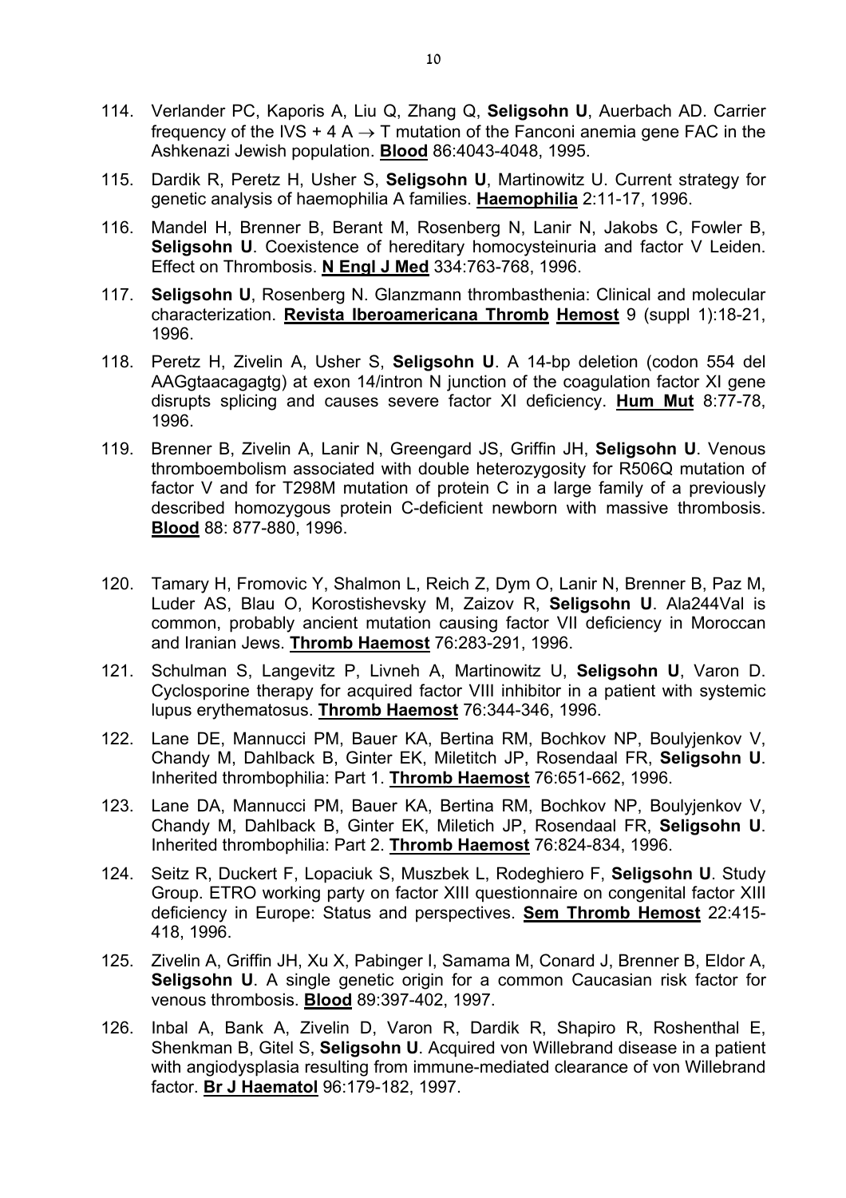114. Verlander PC, Kaporis A, Liu Q, Zhang Q, **Seligsohn U**, Auerbach AD. Carrier frequency of the IVS + 4 A → T mutation of the Fanconi anemia gene FAC in the Ashkenazi Jewish population. **Blood** 86:4043-4048, 1995.

115. Dardik R, Peretz H, Usher S, **Seligsohn U**, Martinowitz U. Current strategy for genetic analysis of haemophilia A families. **Haemophilia** 2:11-17, 1996.

116. Mandel H, Brenner B, Berant M, Rosenberg N, Lanir N, Jakobs C, Fowler B, **Seligsohn U**. Coexistence of hereditary homocysteinuria and factor V Leiden. Effect on Thrombosis. **N Engl J Med** 334:763-768, 1996.

117. **Seligsohn U**, Rosenberg N. Glanzmann thrombasthenia: Clinical and molecular characterization. **Revista Iberoamericana Thromb Hemost** 9 (suppl 1):18-21, 1996.

118. Peretz H, Zivelin A, Usher S, **Seligsohn U**. A 14-bp deletion (codon 554 del AAGgtaacagagtg) at exon 14/intron N junction of the coagulation factor XI gene disrupts splicing and causes severe factor XI deficiency. **Hum Mut** 8:77-78, 1996.

119. Brenner B, Zivelin A, Lanir N, Greengard JS, Griffin JH, **Seligsohn U**. Venous thromboembolism associated with double heterozygosity for R506Q mutation of factor V and for T298M mutation of protein C in a large family of a previously described homozygous protein C-deficient newborn with massive thrombosis. **Blood** 88: 877-880, 1996.

120. Tamary H, Fromovic Y, Shalmon L, Reich Z, Dym O, Lanir N, Brenner B, Paz M, Luder AS, Blau O, Korostishevsky M, Zaizov R, **Seligsohn U**. Ala244Val is common, probably ancient mutation causing factor VII deficiency in Moroccan and Iranian Jews. **Thromb Haemost** 76:283-291, 1996.

121. Schulman S, Langevitz P, Livneh A, Martinowitz U, **Seligsohn U**, Varon D. Cyclosporine therapy for acquired factor VIII inhibitor in a patient with systemic lupus erythematosus. **Thromb Haemost** 76:344-346, 1996.

122. Lane DE, Mannucci PM, Bauer KA, Bertina RM, Bochkov NP, Boulyjenkov V, Chandy M, Dahlback B, Ginter EK, Miletitch JP, Rosendaal FR, **Seligsohn U**. Inherited thrombophilia: Part 1. **Thromb Haemost** 76:651-662, 1996.

123. Lane DA, Mannucci PM, Bauer KA, Bertina RM, Bochkov NP, Boulyjenkov V, Chandy M, Dahlback B, Ginter EK, Miletich JP, Rosendaal FR, **Seligsohn U**. Inherited thrombophilia: Part 2. **Thromb Haemost** 76:824-834, 1996.

124. Seitz R, Duckert F, Lopaciuk S, Muszbek L, Rodeghiero F, **Seligsohn U**. Study Group. ETRO working party on factor XIII questionnaire on congenital factor XIII deficiency in Europe: Status and perspectives. **Sem Thromb Hemost** 22:415-418, 1996.

125. Zivelin A, Griffin JH, Xu X, Pabinger I, Samama M, Conard J, Brenner B, Eldor A, **Seligsohn U**. A single genetic origin for a common Caucasian risk factor for venous thrombosis. **Blood** 89:397-402, 1997.

126. Inbal A, Bank A, Zivelin D, Varon R, Dardik R, Shapiro R, Roshenthal E, Shenkman B, Gitel S, **Seligsohn U**. Acquired von Willebrand disease in a patient with angiodysplasia resulting from immune-mediated clearance of von Willebrand factor. **Br J Haematol** 96:179-182, 1997.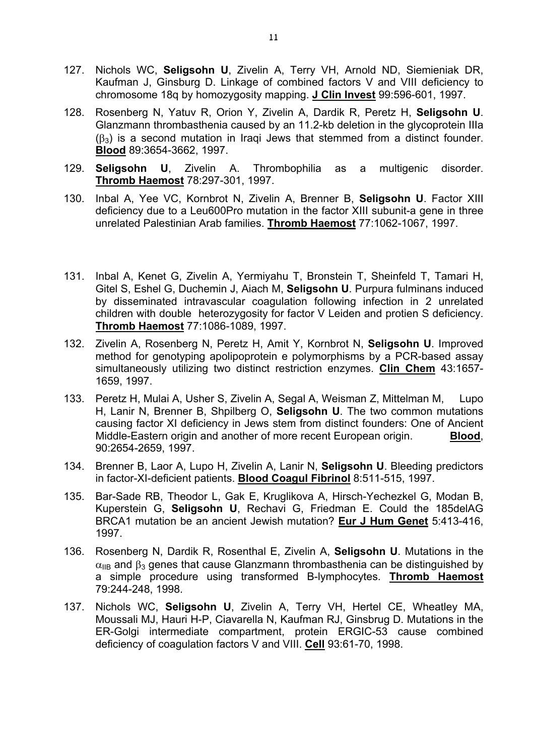127. Nichols WC, **Seligsohn U**, Zivelin A, Terry VH, Arnold ND, Siemieniak DR, Kaufman J, Ginsburg D. Linkage of combined factors V and VIII deficiency to chromosome 18q by homozygosity mapping. **J Clin Invest** 99:596-601, 1997.

128. Rosenberg N, Yatuv R, Orion Y, Zivelin A, Dardik R, Peretz H, **Seligsohn U**. Glanzmann thrombasthenia caused by an 11.2-kb deletion in the glycoprotein IIIa ($\beta_3$) is a second mutation in Iraqi Jews that stemmed from a distinct founder. **Blood** 89:3654-3662, 1997.

129. **Seligsohn U**, Zivelin A. Thrombophilia as a multigenic disorder. **Thromb Haemost** 78:297-301, 1997.

130. Inbal A, Yee VC, Kornbrot N, Zivelin A, Brenner B, **Seligsohn U**. Factor XIII deficiency due to a Leu600Pro mutation in the factor XIII subunit-a gene in three unrelated Palestinian Arab families. **Thromb Haemost** 77:1062-1067, 1997.

131. Inbal A, Kenet G, Zivelin A, Yermiyahu T, Bronstein T, Sheinfeld T, Tamari H, Gitel S, Eshel G, Duchemin J, Aiach M, **Seligsohn U**. Purpura fulminans induced by disseminated intravascular coagulation following infection in 2 unrelated children with double heterozygosity for factor V Leiden and protien S deficiency. **Thromb Haemost** 77:1086-1089, 1997.

132. Zivelin A, Rosenberg N, Peretz H, Amit Y, Kornbrot N, **Seligsohn U**. Improved method for genotyping apolipoprotein e polymorphisms by a PCR-based assay simultaneously utilizing two distinct restriction enzymes. **Clin Chem** 43:1657-1659, 1997.

133. Peretz H, Mulai A, Usher S, Zivelin A, Segal A, Weisman Z, Mittelman M, Lupo H, Lanir N, Brenner B, Shpilberg O, **Seligsohn U**. The two common mutations causing factor XI deficiency in Jews stem from distinct founders: One of Ancient Middle-Eastern origin and another of more recent European origin. **Blood**, 90:2654-2659, 1997.

134. Brenner B, Laor A, Lupo H, Zivelin A, Lanir N, **Seligsohn U**. Bleeding predictors in factor-XI-deficient patients. **Blood Coagul Fibrinol** 8:511-515, 1997.

135. Bar-Sade RB, Theodor L, Gak E, Kruglikova A, Hirsch-Yechezkel G, Modan B, Kuperstein G, **Seligsohn U**, Rechavi G, Friedman E. Could the 185delAG BRCA1 mutation be an ancient Jewish mutation? **Eur J Hum Genet** 5:413-416, 1997.

136. Rosenberg N, Dardik R, Rosenthal E, Zivelin A, **Seligsohn U**. Mutations in the $\alpha_{IIB}$ and $\beta_3$ genes that cause Glanzmann thrombasthenia can be distinguished by a simple procedure using transformed B-lymphocytes. **Thromb Haemost** 79:244-248, 1998.

137. Nichols WC, **Seligsohn U**, Zivelin A, Terry VH, Hertel CE, Wheatley MA, Moussali MJ, Hauri H-P, Ciavarella N, Kaufman RJ, Ginsbrug D. Mutations in the ER-Golgi intermediate compartment, protein ERGIC-53 cause combined deficiency of coagulation factors V and VIII. **Cell** 93:61-70, 1998.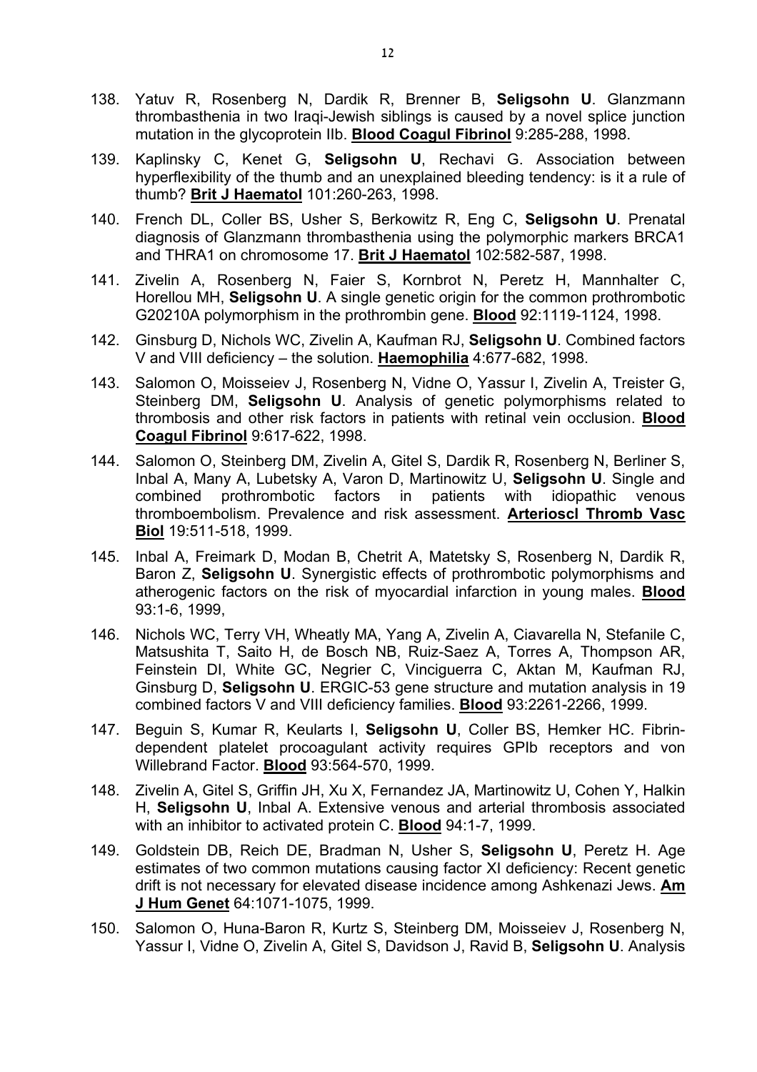138. Yatuv R, Rosenberg N, Dardik R, Brenner B, **Seligsohn U**. Glanzmann thrombasthenia in two Iraqi-Jewish siblings is caused by a novel splice junction mutation in the glycoprotein IIb. **Blood Coagul Fibrinol** 9:285-288, 1998.

139. Kaplinsky C, Kenet G, **Seligsohn U**, Rechavi G. Association between hyperflexibility of the thumb and an unexplained bleeding tendency: is it a rule of thumb? **Brit J Haematol** 101:260-263, 1998.

140. French DL, Coller BS, Usher S, Berkowitz R, Eng C, **Seligsohn U**. Prenatal diagnosis of Glanzmann thrombasthenia using the polymorphic markers BRCA1 and THRA1 on chromosome 17. **Brit J Haematol** 102:582-587, 1998.

141. Zivelin A, Rosenberg N, Faier S, Kornbrot N, Peretz H, Mannhalter C, Horellou MH, **Seligsohn U**. A single genetic origin for the common prothrombotic G20210A polymorphism in the prothrombin gene. **Blood** 92:1119-1124, 1998.

142. Ginsburg D, Nichols WC, Zivelin A, Kaufman RJ, **Seligsohn U**. Combined factors V and VIII deficiency – the solution. **Haemophilia** 4:677-682, 1998.

143. Salomon O, Moisseiev J, Rosenberg N, Vidne O, Yassur I, Zivelin A, Treister G, Steinberg DM, **Seligsohn U**. Analysis of genetic polymorphisms related to thrombosis and other risk factors in patients with retinal vein occlusion. **Blood Coagul Fibrinol** 9:617-622, 1998.

144. Salomon O, Steinberg DM, Zivelin A, Gitel S, Dardik R, Rosenberg N, Berliner S, Inbal A, Many A, Lubetsky A, Varon D, Martinowitz U, **Seligsohn U**. Single and combined prothrombotic factors in patients with idiopathic venous thromboembolism. Prevalence and risk assessment. **Arterioscl Thromb Vasc Biol** 19:511-518, 1999.

145. Inbal A, Freimark D, Modan B, Chetrit A, Matetsky S, Rosenberg N, Dardik R, Baron Z, **Seligsohn U**. Synergistic effects of prothrombotic polymorphisms and atherogenic factors on the risk of myocardial infarction in young males. **Blood** 93:1-6, 1999,

146. Nichols WC, Terry VH, Wheatly MA, Yang A, Zivelin A, Ciavarella N, Stefanile C, Matsushita T, Saito H, de Bosch NB, Ruiz-Saez A, Torres A, Thompson AR, Feinstein DI, White GC, Negrier C, Vinciguerra C, Aktan M, Kaufman RJ, Ginsburg D, **Seligsohn U**. ERGIC-53 gene structure and mutation analysis in 19 combined factors V and VIII deficiency families. **Blood** 93:2261-2266, 1999.

147. Beguin S, Kumar R, Keularts I, **Seligsohn U**, Coller BS, Hemker HC. Fibrin-dependent platelet procoagulant activity requires GPIb receptors and von Willebrand Factor. **Blood** 93:564-570, 1999.

148. Zivelin A, Gitel S, Griffin JH, Xu X, Fernandez JA, Martinowitz U, Cohen Y, Halkin H, **Seligsohn U**, Inbal A. Extensive venous and arterial thrombosis associated with an inhibitor to activated protein C. **Blood** 94:1-7, 1999.

149. Goldstein DB, Reich DE, Bradman N, Usher S, **Seligsohn U**, Peretz H. Age estimates of two common mutations causing factor XI deficiency: Recent genetic drift is not necessary for elevated disease incidence among Ashkenazi Jews. **Am J Hum Genet** 64:1071-1075, 1999.

150. Salomon O, Huna-Baron R, Kurtz S, Steinberg DM, Moisseiev J, Rosenberg N, Yassur I, Vidne O, Zivelin A, Gitel S, Davidson J, Ravid B, **Seligsohn U**. Analysis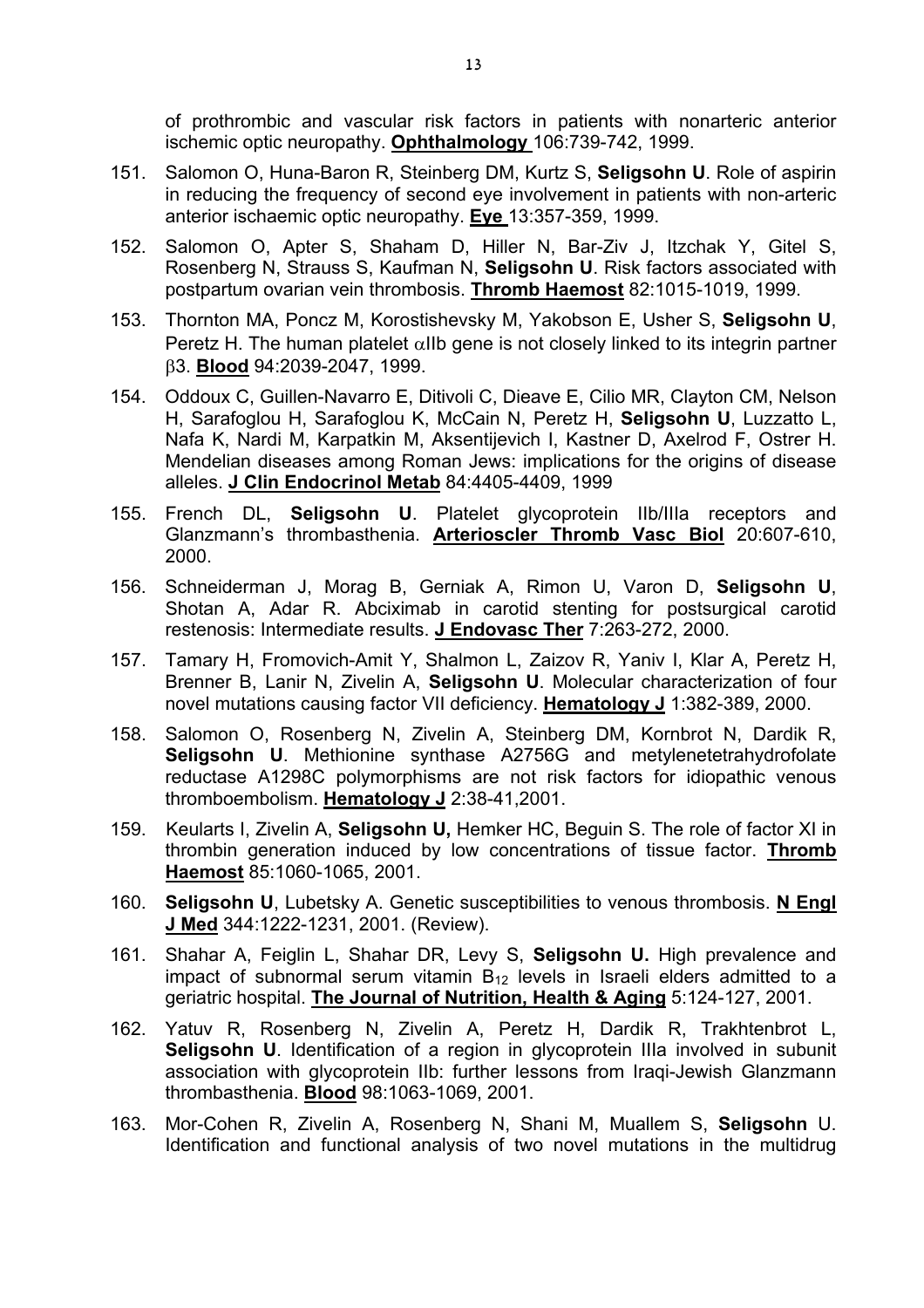of prothrombic and vascular risk factors in patients with nonarteric anterior ischemic optic neuropathy. **Ophthalmology** 106:739-742, 1999.

151. Salomon O, Huna-Baron R, Steinberg DM, Kurtz S, **Seligsohn U**. Role of aspirin in reducing the frequency of second eye involvement in patients with non-arteric anterior ischaemic optic neuropathy. **Eye** 13:357-359, 1999.

152. Salomon O, Apter S, Shaham D, Hiller N, Bar-Ziv J, Itzchak Y, Gitel S, Rosenberg N, Strauss S, Kaufman N, **Seligsohn U**. Risk factors associated with postpartum ovarian vein thrombosis. **Thromb Haemost** 82:1015-1019, 1999.

153. Thornton MA, Poncz M, Korostishevsky M, Yakobson E, Usher S, **Seligsohn U**, Peretz H. The human platelet $\alpha$IIb gene is not closely linked to its integrin partner $\beta$3. **Blood** 94:2039-2047, 1999.

154. Oddoux C, Guillen-Navarro E, Ditivoli C, Dieave E, Cilio MR, Clayton CM, Nelson H, Sarafoglou H, Sarafoglou K, McCain N, Peretz H, **Seligsohn U**, Luzzatto L, Nafa K, Nardi M, Karpatkin M, Aksentijevich I, Kastner D, Axelrod F, Ostrer H. Mendelian diseases among Roman Jews: implications for the origins of disease alleles. **J Clin Endocrinol Metab** 84:4405-4409, 1999

155. French DL, **Seligsohn U**. Platelet glycoprotein IIb/IIIa receptors and Glanzmann's thrombasthenia. **Arterioscler Thromb Vasc Biol** 20:607-610, 2000.

156. Schneiderman J, Morag B, Gerniak A, Rimon U, Varon D, **Seligsohn U**, Shotan A, Adar R. Abciximab in carotid stenting for postsurgical carotid restenosis: Intermediate results. **J Endovasc Ther** 7:263-272, 2000.

157. Tamary H, Fromovich-Amit Y, Shalmon L, Zaizov R, Yaniv I, Klar A, Peretz H, Brenner B, Lanir N, Zivelin A, **Seligsohn U**. Molecular characterization of four novel mutations causing factor VII deficiency. **Hematology J** 1:382-389, 2000.

158. Salomon O, Rosenberg N, Zivelin A, Steinberg DM, Kornbrot N, Dardik R, **Seligsohn U**. Methionine synthase A2756G and metylenetetrahydrofolate reductase A1298C polymorphisms are not risk factors for idiopathic venous thromboembolism. **Hematology J** 2:38-41,2001.

159. Keularts I, Zivelin A, **Seligsohn U,** Hemker HC, Beguin S. The role of factor XI in thrombin generation induced by low concentrations of tissue factor. **Thromb Haemost** 85:1060-1065, 2001.

160. **Seligsohn U**, Lubetsky A. Genetic susceptibilities to venous thrombosis. **N Engl J Med** 344:1222-1231, 2001. (Review).

161. Shahar A, Feiglin L, Shahar DR, Levy S, **Seligsohn U.** High prevalence and impact of subnormal serum vitamin $B_{12}$ levels in Israeli elders admitted to a geriatric hospital. **The Journal of Nutrition, Health & Aging** 5:124-127, 2001.

162. Yatuv R, Rosenberg N, Zivelin A, Peretz H, Dardik R, Trakhtenbrot L, **Seligsohn U**. Identification of a region in glycoprotein IIIa involved in subunit association with glycoprotein IIb: further lessons from Iraqi-Jewish Glanzmann thrombasthenia. **Blood** 98:1063-1069, 2001.

163. Mor-Cohen R, Zivelin A, Rosenberg N, Shani M, Muallem S, **Seligsohn** U. Identification and functional analysis of two novel mutations in the multidrug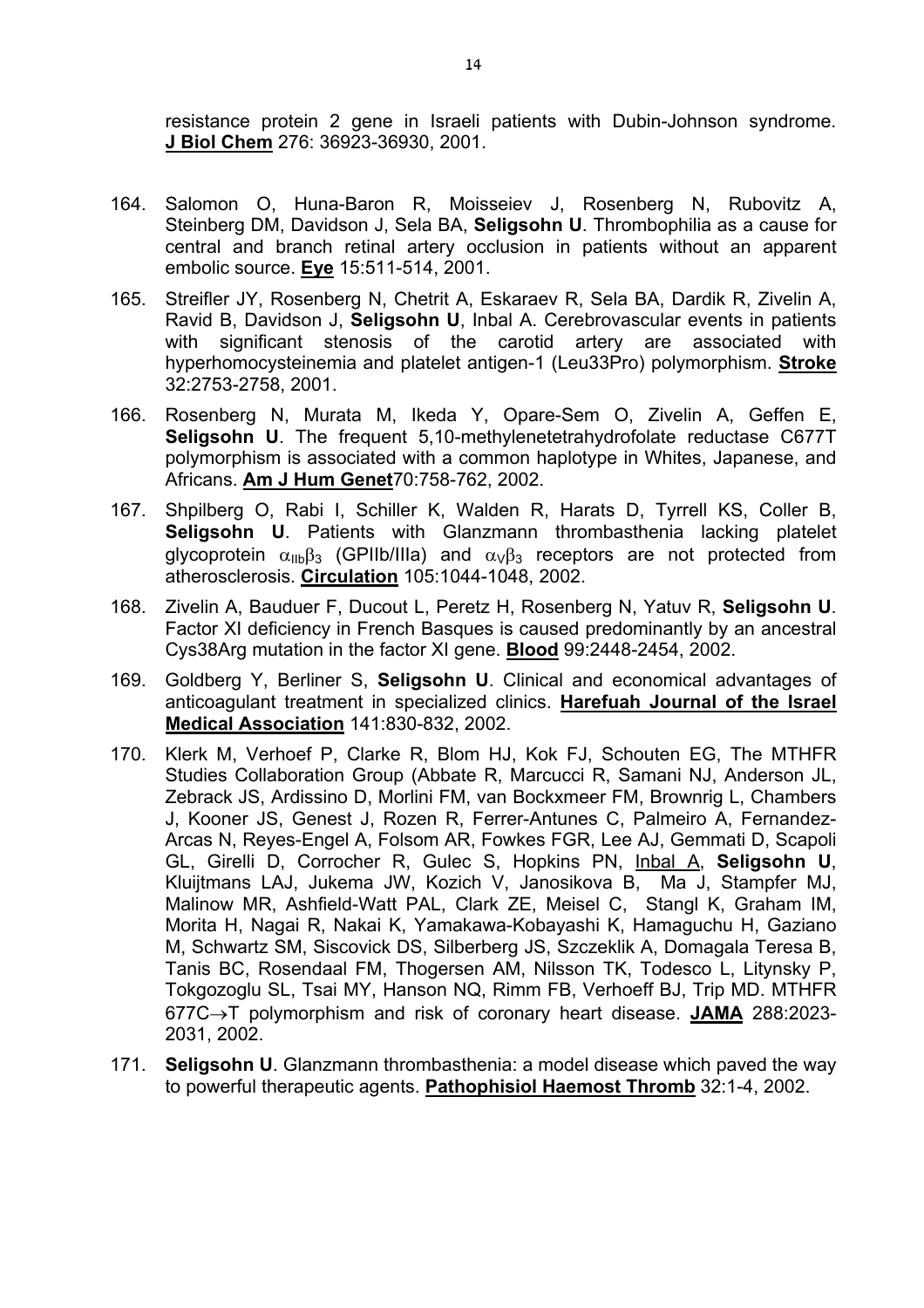resistance protein 2 gene in Israeli patients with Dubin-Johnson syndrome. **J Biol Chem** 276: 36923-36930, 2001.

164. Salomon O, Huna-Baron R, Moisseiev J, Rosenberg N, Rubovitz A, Steinberg DM, Davidson J, Sela BA, **Seligsohn U**. Thrombophilia as a cause for central and branch retinal artery occlusion in patients without an apparent embolic source. **Eye** 15:511-514, 2001.

165. Streifler JY, Rosenberg N, Chetrit A, Eskaraev R, Sela BA, Dardik R, Zivelin A, Ravid B, Davidson J, **Seligsohn U**, Inbal A. Cerebrovascular events in patients with significant stenosis of the carotid artery are associated with hyperhomocysteinemia and platelet antigen-1 (Leu33Pro) polymorphism. **Stroke** 32:2753-2758, 2001.

166. Rosenberg N, Murata M, Ikeda Y, Opare-Sem O, Zivelin A, Geffen E, **Seligsohn U**. The frequent 5,10-methylenetetrahydrofolate reductase C677T polymorphism is associated with a common haplotype in Whites, Japanese, and Africans. **Am J Hum Genet**70:758-762, 2002.

167. Shpilberg O, Rabi I, Schiller K, Walden R, Harats D, Tyrrell KS, Coller B, **Seligsohn U**. Patients with Glanzmann thrombasthenia lacking platelet glycoprotein $\alpha_{IIb}\beta_3$ (GPIIb/IIIa) and $\alpha_V\beta_3$ receptors are not protected from atherosclerosis. **Circulation** 105:1044-1048, 2002.

168. Zivelin A, Bauduer F, Ducout L, Peretz H, Rosenberg N, Yatuv R, **Seligsohn U**. Factor XI deficiency in French Basques is caused predominantly by an ancestral Cys38Arg mutation in the factor XI gene. **Blood** 99:2448-2454, 2002.

169. Goldberg Y, Berliner S, **Seligsohn U**. Clinical and economical advantages of anticoagulant treatment in specialized clinics. **Harefuah Journal of the Israel Medical Association** 141:830-832, 2002.

170. Klerk M, Verhoef P, Clarke R, Blom HJ, Kok FJ, Schouten EG, The MTHFR Studies Collaboration Group (Abbate R, Marcucci R, Samani NJ, Anderson JL, Zebrack JS, Ardissino D, Morlini FM, van Bockxmeer FM, Brownrig L, Chambers J, Kooner JS, Genest J, Rozen R, Ferrer-Antunes C, Palmeiro A, Fernandez-Arcas N, Reyes-Engel A, Folsom AR, Fowkes FGR, Lee AJ, Gemmati D, Scapoli GL, Girelli D, Corrocher R, Gulec S, Hopkins PN, Inbal A, **Seligsohn U**, Kluijtmans LAJ, Jukema JW, Kozich V, Janosikova B, Ma J, Stampfer MJ, Malinow MR, Ashfield-Watt PAL, Clark ZE, Meisel C, Stangl K, Graham IM, Morita H, Nagai R, Nakai K, Yamakawa-Kobayashi K, Hamaguchu H, Gaziano M, Schwartz SM, Siscovick DS, Silberberg JS, Szczeklik A, Domagala Teresa B, Tanis BC, Rosendaal FM, Thogersen AM, Nilsson TK, Todesco L, Litynsky P, Tokgozoglu SL, Tsai MY, Hanson NQ, Rimm FB, Verhoeff BJ, Trip MD. MTHFR 677C$\rightarrow$T polymorphism and risk of coronary heart disease. **JAMA** 288:2023-2031, 2002.

171. **Seligsohn U**. Glanzmann thrombasthenia: a model disease which paved the way to powerful therapeutic agents. **Pathophisiol Haemost Thromb** 32:1-4, 2002.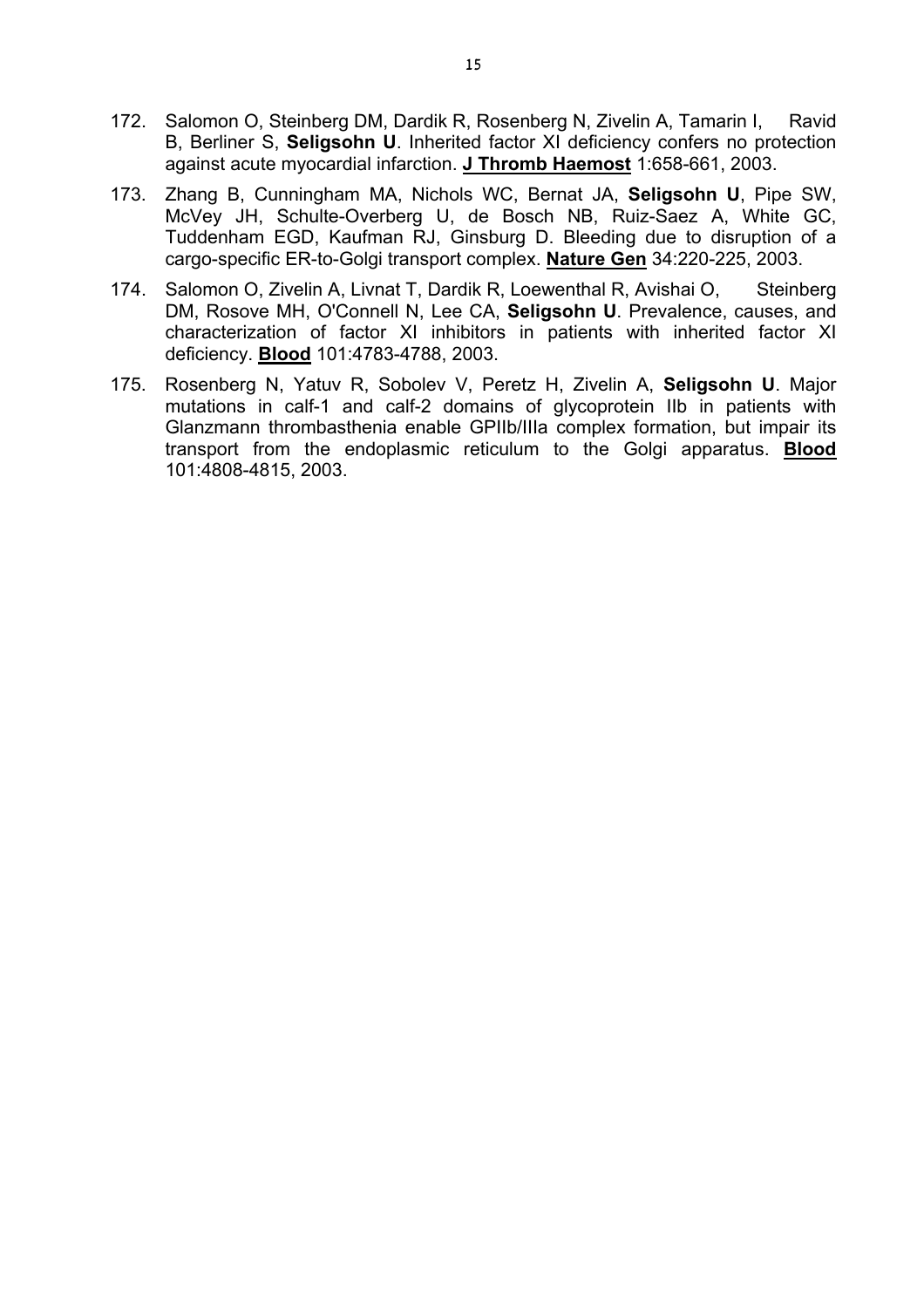172. Salomon O, Steinberg DM, Dardik R, Rosenberg N, Zivelin A, Tamarin I, Ravid B, Berliner S, **Seligsohn U**. Inherited factor XI deficiency confers no protection against acute myocardial infarction. **J Thromb Haemost** 1:658-661, 2003.

173. Zhang B, Cunningham MA, Nichols WC, Bernat JA, **Seligsohn U**, Pipe SW, McVey JH, Schulte-Overberg U, de Bosch NB, Ruiz-Saez A, White GC, Tuddenham EGD, Kaufman RJ, Ginsburg D. Bleeding due to disruption of a cargo-specific ER-to-Golgi transport complex. **Nature Gen** 34:220-225, 2003.

174. Salomon O, Zivelin A, Livnat T, Dardik R, Loewenthal R, Avishai O, Steinberg DM, Rosove MH, O'Connell N, Lee CA, **Seligsohn U**. Prevalence, causes, and characterization of factor XI inhibitors in patients with inherited factor XI deficiency. **Blood** 101:4783-4788, 2003.

175. Rosenberg N, Yatuv R, Sobolev V, Peretz H, Zivelin A, **Seligsohn U**. Major mutations in calf-1 and calf-2 domains of glycoprotein IIb in patients with Glanzmann thrombasthenia enable GPIIb/IIIa complex formation, but impair its transport from the endoplasmic reticulum to the Golgi apparatus. **Blood** 101:4808-4815, 2003.